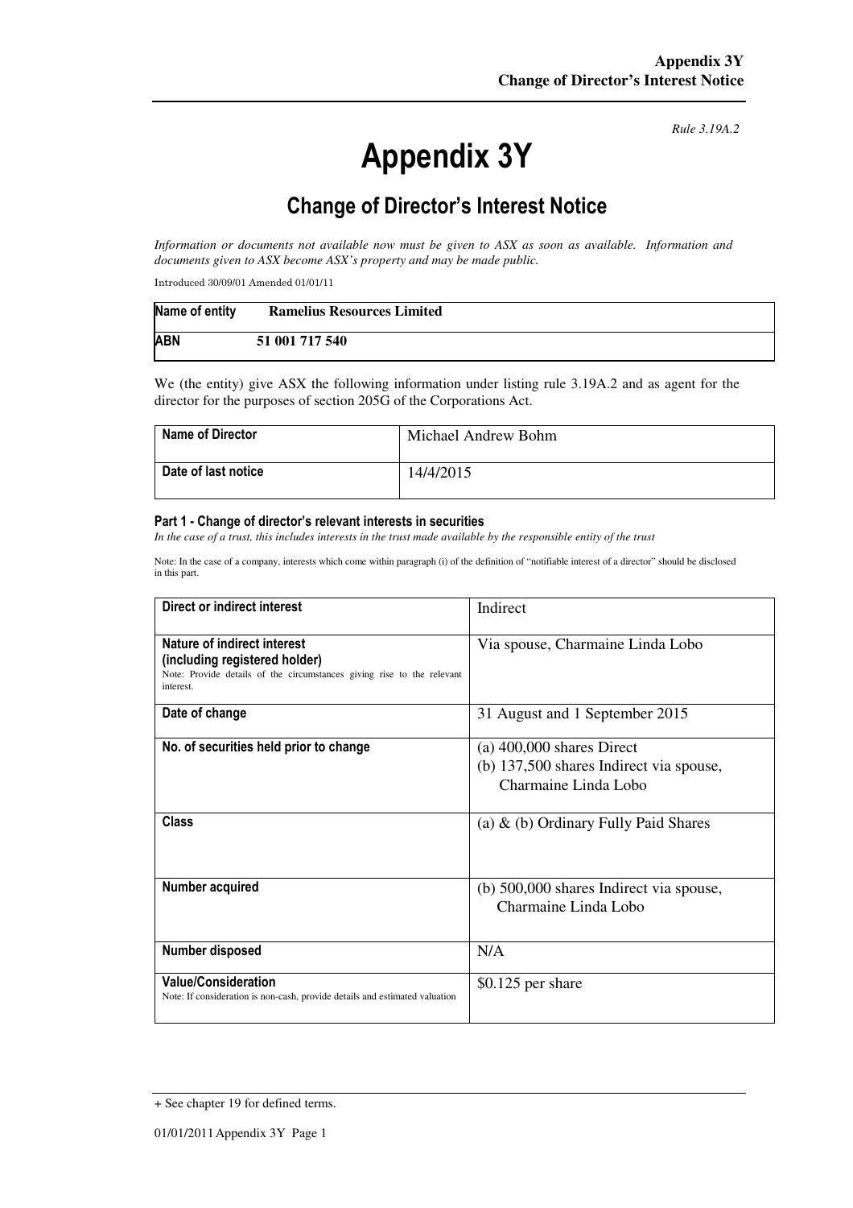*Rule 3.19A.2*

# Appendix 3Y

## Change of Director's Interest Notice

*Information or documents not available now must be given to ASX as soon as available. Information and documents given to ASX become ASX's property and may be made public.*

Introduced 30/09/01 Amended 01/01/11

| **Name of entity** | **Ramelius Resources Limited** |
|---|---|
| **ABN** | **51 001 717 540** |

We (the entity) give ASX the following information under listing rule 3.19A.2 and as agent for the director for the purposes of section 205G of the Corporations Act.

| **Name of Director** | Michael Andrew Bohm |
|---|---|
| **Date of last notice** | 14/4/2015 |

### Part 1 - Change of director's relevant interests in securities

*In the case of a trust, this includes interests in the trust made available by the responsible entity of the trust*

Note: In the case of a company, interests which come within paragraph (i) of the definition of "notifiable interest of a director" should be disclosed in this part.

| **Direct or indirect interest** | Indirect |
|---|---|
| **Nature of indirect interest (including registered holder)** Note: Provide details of the circumstances giving rise to the relevant interest. | Via spouse, Charmaine Linda Lobo |
| **Date of change** | 31 August and 1 September 2015 |
| **No. of securities held prior to change** | (a) 400,000 shares Direct<br>(b) 137,500 shares Indirect via spouse, Charmaine Linda Lobo |
| **Class** | (a) & (b) Ordinary Fully Paid Shares |
| **Number acquired** | (b) 500,000 shares Indirect via spouse, Charmaine Linda Lobo |
| **Number disposed** | N/A |
| **Value/Consideration** Note: If consideration is non-cash, provide details and estimated valuation | $0.125 per share |

+ See chapter 19 for defined terms.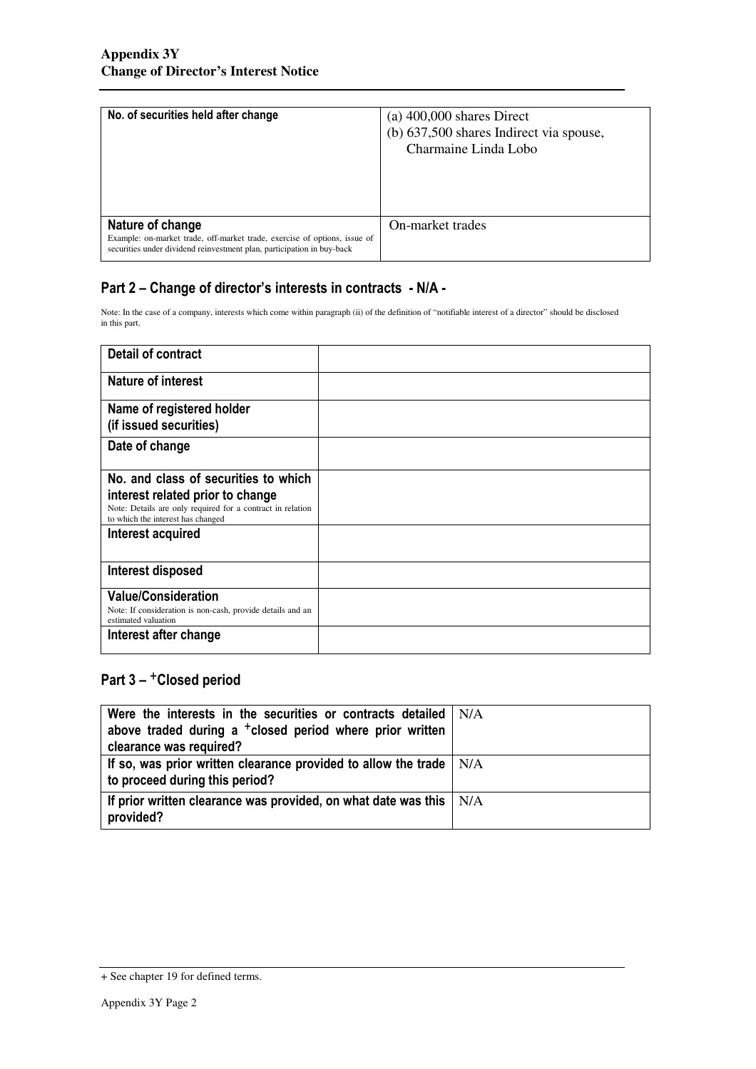| | |
|---|---|
| **No. of securities held after change** | (a) 400,000 shares Direct<br>(b) 637,500 shares Indirect via spouse, Charmaine Linda Lobo |
| **Nature of change**<br>Example: on-market trade, off-market trade, exercise of options, issue of securities under dividend reinvestment plan, participation in buy-back | On-market trades |

## Part 2 – Change of director's interests in contracts - N/A -

Note: In the case of a company, interests which come within paragraph (ii) of the definition of "notifiable interest of a director" should be disclosed in this part.

| | |
|---|---|
| **Detail of contract** | |
| **Nature of interest** | |
| **Name of registered holder (if issued securities)** | |
| **Date of change** | |
| **No. and class of securities to which interest related prior to change**<br>Note: Details are only required for a contract in relation to which the interest has changed | |
| **Interest acquired** | |
| **Interest disposed** | |
| **Value/Consideration**<br>Note: If consideration is non-cash, provide details and an estimated valuation | |
| **Interest after change** | |

## Part 3 – +Closed period

| | |
|---|---|
| **Were the interests in the securities or contracts detailed above traded during a +closed period where prior written clearance was required?** | N/A |
| **If so, was prior written clearance provided to allow the trade to proceed during this period?** | N/A |
| **If prior written clearance was provided, on what date was this provided?** | N/A |

+ See chapter 19 for defined terms.